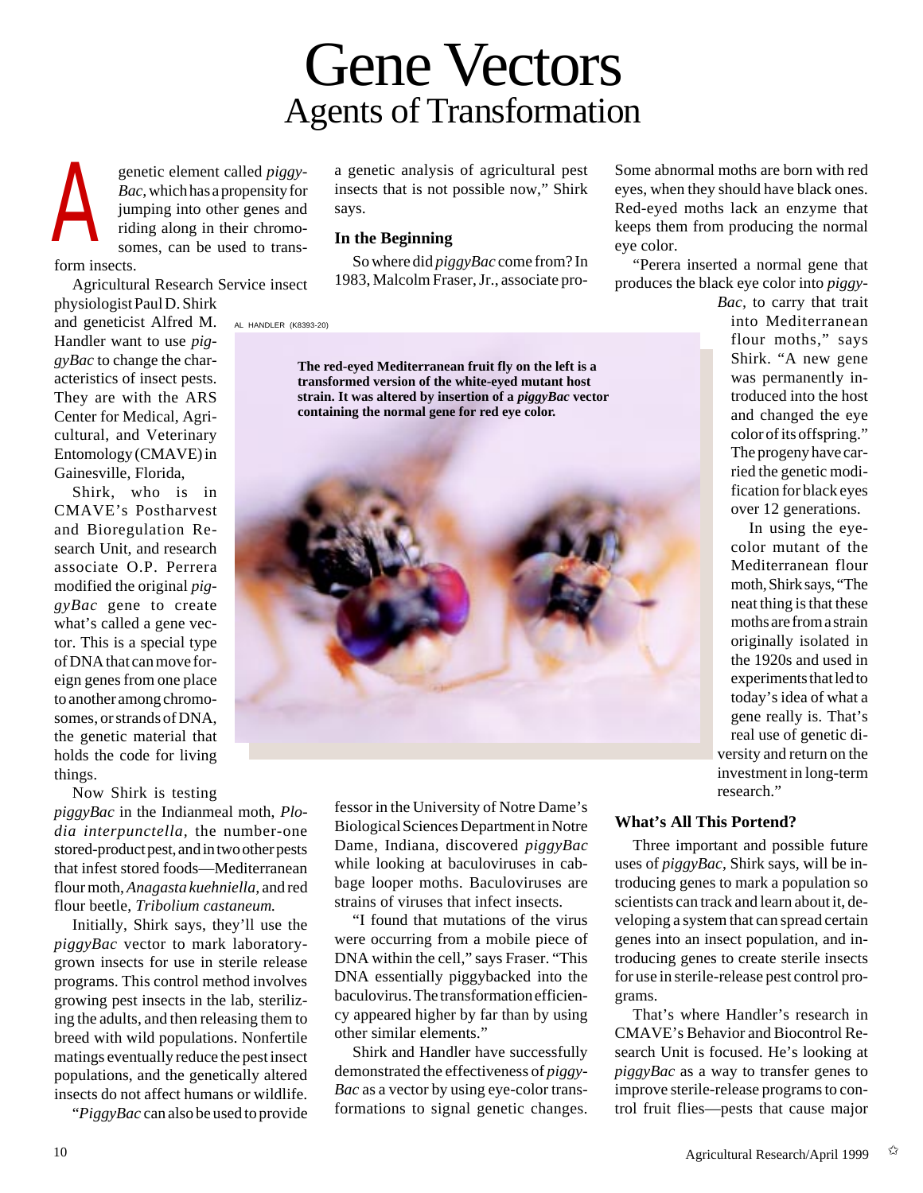# Gene Vectors
## Agents of Transformation

A genetic element called *piggyBac,* which has a propensity for jumping into other genes and riding along in their chromosomes, can be used to transform insects.

Agricultural Research Service insect physiologist Paul D. Shirk and geneticist Alfred M. Handler want to use *piggyBac* to change the characteristics of insect pests. They are with the ARS Center for Medical, Agricultural, and Veterinary Entomology (CMAVE) in Gainesville, Florida,

Shirk, who is in CMAVE's Postharvest and Bioregulation Research Unit, and research associate O.P. Perrera modified the original *piggyBac* gene to create what's called a gene vector. This is a special type of DNA that can move foreign genes from one place to another among chromosomes, or strands of DNA, the genetic material that holds the code for living things.

Now Shirk is testing *piggyBac* in the Indianmeal moth, *Plodia interpunctella,* the number-one stored-product pest, and in two other pests that infest stored foods—Mediterranean flour moth, *Anagasta kuehniella,* and red flour beetle, *Tribolium castaneum.*

Initially, Shirk says, they'll use the *piggyBac* vector to mark laboratory-grown insects for use in sterile release programs. This control method involves growing pest insects in the lab, sterilizing the adults, and then releasing them to breed with wild populations. Nonfertile matings eventually reduce the pest insect populations, and the genetically altered insects do not affect humans or wildlife.

"*PiggyBac* can also be used to provide a genetic analysis of agricultural pest insects that is not possible now," Shirk says.

### In the Beginning

So where did *piggyBac* come from? In 1983, Malcolm Fraser, Jr., associate professor in the University of Notre Dame's Biological Sciences Department in Notre Dame, Indiana, discovered *piggyBac* while looking at baculoviruses in cabbage looper moths. Baculoviruses are strains of viruses that infect insects.

"I found that mutations of the virus were occurring from a mobile piece of DNA within the cell," says Fraser. "This DNA essentially piggybacked into the baculovirus. The transformation efficiency appeared higher by far than by using other similar elements."

Shirk and Handler have successfully demonstrated the effectiveness of *piggyBac* as a vector by using eye-color transformations to signal genetic changes. Some abnormal moths are born with red eyes, when they should have black ones. Red-eyed moths lack an enzyme that keeps them from producing the normal eye color.

"Perera inserted a normal gene that produces the black eye color into *piggyBac,* to carry that trait into Mediterranean flour moths," says Shirk. "A new gene was permanently introduced into the host and changed the eye color of its offspring." The progeny have carried the genetic modification for black eyes over 12 generations.

In using the eye-color mutant of the Mediterranean flour moth, Shirk says, "The neat thing is that these moths are from a strain originally isolated in the 1920s and used in experiments that led to today's idea of what a gene really is. That's real use of genetic diversity and return on the investment in long-term research."

AL HANDLER (K8393-20)

**The red-eyed Mediterranean fruit fly on the left is a transformed version of the white-eyed mutant host strain. It was altered by insertion of a *piggyBac* vector containing the normal gene for red eye color.**

### What's All This Portend?

Three important and possible future uses of *piggyBac*, Shirk says, will be introducing genes to mark a population so scientists can track and learn about it, developing a system that can spread certain genes into an insect population, and introducing genes to create sterile insects for use in sterile-release pest control programs.

That's where Handler's research in CMAVE's Behavior and Biocontrol Research Unit is focused. He's looking at *piggyBac* as a way to transfer genes to improve sterile-release programs to control fruit flies—pests that cause major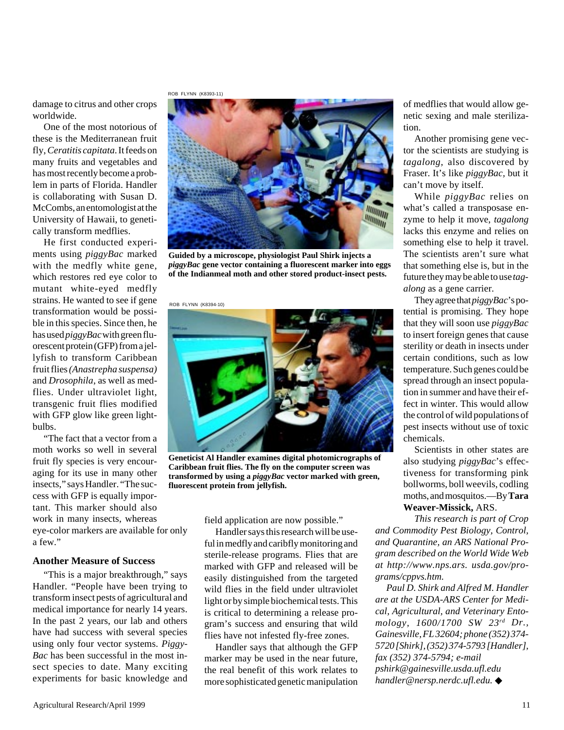damage to citrus and other crops worldwide.

One of the most notorious of these is the Mediterranean fruit fly, *Ceratitis capitata.* It feeds on many fruits and vegetables and has most recently become a problem in parts of Florida. Handler is collaborating with Susan D. McCombs, an entomologist at the University of Hawaii, to genetically transform medflies.

He first conducted experiments using *piggyBac* marked with the medfly white gene, which restores red eye color to mutant white-eyed medfly strains. He wanted to see if gene transformation would be possible in this species. Since then, he has used *piggyBac* with green fluorescent protein (GFP) from a jellyfish to transform Caribbean fruit flies *(Anastrepha suspensa)* and *Drosophila*, as well as medflies. Under ultraviolet light, transgenic fruit flies modified with GFP glow like green lightbulbs.

"The fact that a vector from a moth works so well in several fruit fly species is very encouraging for its use in many other insects," says Handler. "The success with GFP is equally important. This marker should also work in many insects, whereas eye-color markers are available for only a few."

ROB FLYNN (K8393-11)

**Guided by a microscope, physiologist Paul Shirk injects a *piggyBac* gene vector containing a fluorescent marker into eggs of the Indianmeal moth and other stored product-insect pests.**

ROB FLYNN (K8394-10)

**Geneticist Al Handler examines digital photomicrographs of Caribbean fruit flies. The fly on the computer screen was transformed by using a *piggyBac* vector marked with green, fluorescent protein from jellyfish.**

### Another Measure of Success

"This is a major breakthrough," says Handler. "People have been trying to transform insect pests of agricultural and medical importance for nearly 14 years. In the past 2 years, our lab and others have had success with several species using only four vector systems. *PiggyBac* has been successful in the most insect species to date. Many exciting experiments for basic knowledge and field application are now possible."

Handler says this research will be useful in medfly and caribfly monitoring and sterile-release programs. Flies that are marked with GFP and released will be easily distinguished from the targeted wild flies in the field under ultraviolet light or by simple biochemical tests. This is critical to determining a release program's success and ensuring that wild flies have not infested fly-free zones.

Handler says that although the GFP marker may be used in the near future, the real benefit of this work relates to more sophisticated genetic manipulation of medflies that would allow genetic sexing and male sterilization.

Another promising gene vector the scientists are studying is *tagalong*, also discovered by Fraser. It's like *piggyBac*, but it can't move by itself.

While *piggyBac* relies on what's called a transposase enzyme to help it move, *tagalong* lacks this enzyme and relies on something else to help it travel. The scientists aren't sure what that something else is, but in the future they may be able to use *tagalong* as a gene carrier.

They agree that *piggyBac*'s potential is promising. They hope that they will soon use *piggyBac* to insert foreign genes that cause sterility or death in insects under certain conditions, such as low temperature. Such genes could be spread through an insect population in summer and have their effect in winter. This would allow the control of wild populations of pest insects without use of toxic chemicals.

Scientists in other states are also studying *piggyBac*'s effectiveness for transforming pink bollworms, boll weevils, codling moths, and mosquitos.—By **Tara Weaver-Missick,** ARS.

*This research is part of Crop and Commodity Pest Biology, Control, and Quarantine, an ARS National Program described on the World Wide Web at http://www.nps.ars. usda.gov/programs/cppvs.htm.*

*Paul D. Shirk and Alfred M. Handler are at the USDA-ARS Center for Medical, Agricultural, and Veterinary Entomology, 1600/1700 SW 23rd Dr., Gainesville, FL 32604; phone (352) 374-5720 [Shirk], (352) 374-5793 [Handler], fax (352) 374-5794; e-mail pshirk@gainesville.usda.ufl.edu handler@nersp.nerdc.ufl.edu.* ◆